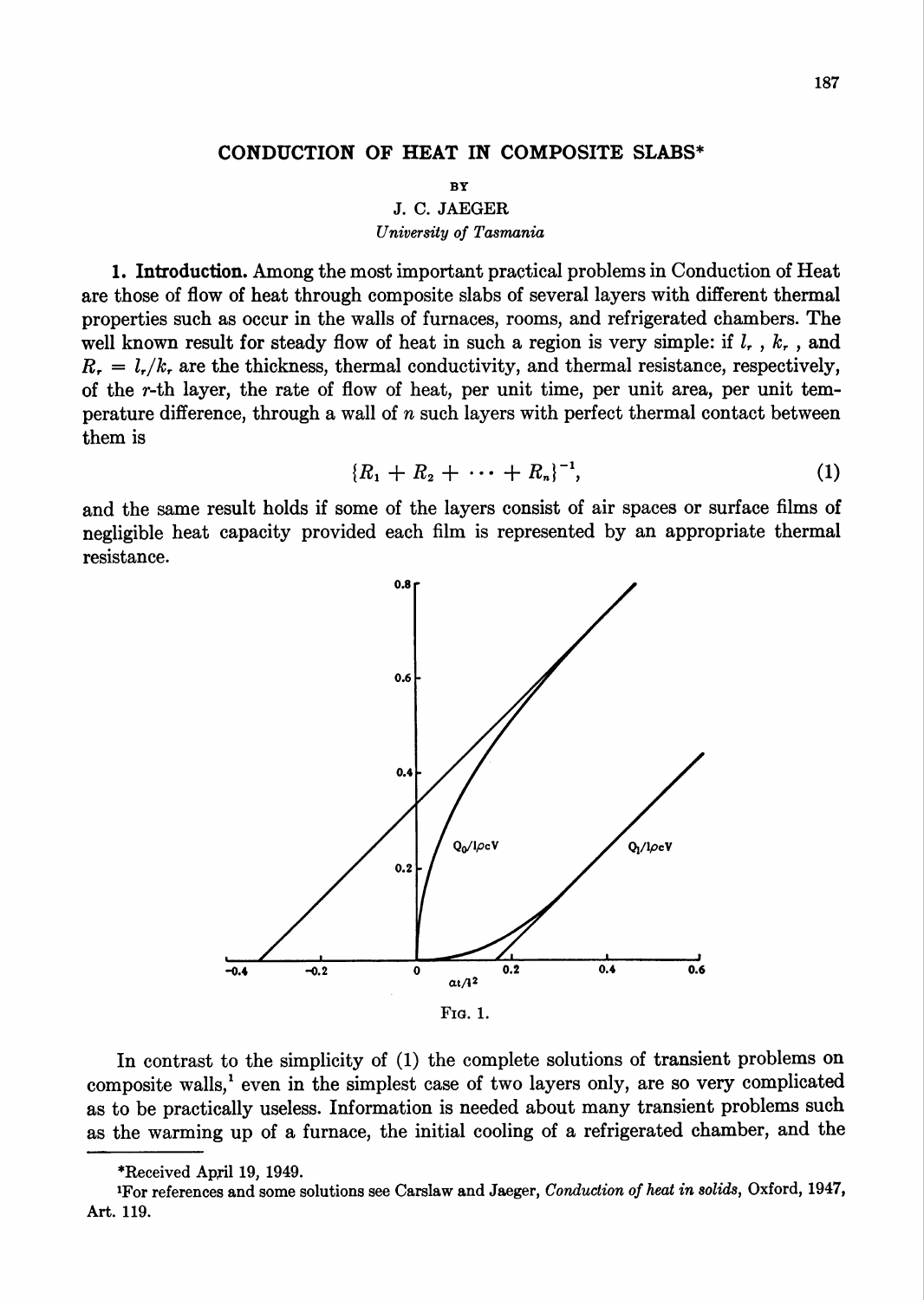# CONDUCTION OF HEAT IN COMPOSITE SLABS*

BY

J. C. JAEGER

*University of Tasmania*

**1. Introduction.** Among the most important practical problems in Conduction of Heat are those of flow of heat through composite slabs of several layers with different thermal properties such as occur in the walls of furnaces, rooms, and refrigerated chambers. The well known result for steady flow of heat in such a region is very simple: if $l_r$, $k_r$, and $R_r = l_r/k_r$ are the thickness, thermal conductivity, and thermal resistance, respectively, of the $r$-th layer, the rate of flow of heat, per unit time, per unit area, per unit temperature difference, through a wall of $n$ such layers with perfect thermal contact between them is

$$\{R_1 + R_2 + \cdots + R_n\}^{-1}, \tag{1}$$

and the same result holds if some of the layers consist of air spaces or surface films of negligible heat capacity provided each film is represented by an appropriate thermal resistance.

FIG. 1.

In contrast to the simplicity of (1) the complete solutions of transient problems on composite walls,[1] even in the simplest case of two layers only, are so very complicated as to be practically useless. Information is needed about many transient problems such as the warming up of a furnace, the initial cooling of a refrigerated chamber, and the

---

*Received April 19, 1949.

[1]For references and some solutions see Carslaw and Jaeger, *Conduction of heat in solids*, Oxford, 1947, Art. 119.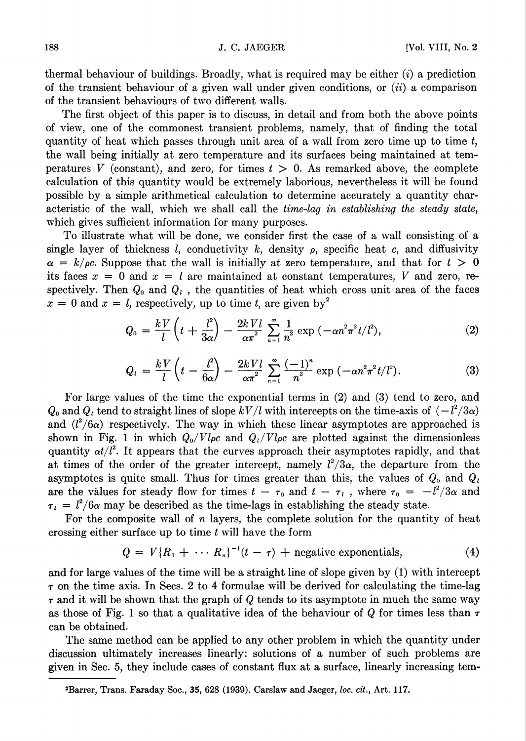thermal behaviour of buildings. Broadly, what is required may be either (*i*) a prediction of the transient behaviour of a given wall under given conditions, or (*ii*) a comparison of the transient behaviours of two different walls.

The first object of this paper is to discuss, in detail and from both the above points of view, one of the commonest transient problems, namely, that of finding the total quantity of heat which passes through unit area of a wall from zero time up to time $t$, the wall being initially at zero temperature and its surfaces being maintained at temperatures $V$ (constant), and zero, for times $t > 0$. As remarked above, the complete calculation of this quantity would be extremely laborious, nevertheless it will be found possible by a simple arithmetical calculation to determine accurately a quantity characteristic of the wall, which we shall call the *time-lag in establishing the steady state*, which gives sufficient information for many purposes.

To illustrate what will be done, we consider first the case of a wall consisting of a single layer of thickness $l$, conductivity $k$, density $\rho$, specific heat $c$, and diffusivity $\alpha = k/\rho c$. Suppose that the wall is initially at zero temperature, and that for $t > 0$ its faces $x = 0$ and $x = l$ are maintained at constant temperatures, $V$ and zero, respectively. Then $Q_0$ and $Q_l$, the quantities of heat which cross unit area of the faces $x = 0$ and $x = l$, respectively, up to time $t$, are given by[2]

$$Q_0 = \frac{kV}{l}\left(t + \frac{l^2}{3\alpha}\right) - \frac{2kVl}{\alpha\pi^2}\sum_{n=1}^{\infty}\frac{1}{n^2}\exp(-\alpha n^2\pi^2 t/l^2), \tag{2}$$

$$Q_l = \frac{kV}{l}\left(t - \frac{l^2}{6\alpha}\right) - \frac{2kVl}{\alpha\pi^2}\sum_{n=1}^{\infty}\frac{(-1)^n}{n^2}\exp(-\alpha n^2\pi^2 t/l^2). \tag{3}$$

For large values of the time the exponential terms in (2) and (3) tend to zero, and $Q_0$ and $Q_l$ tend to straight lines of slope $kV/l$ with intercepts on the time-axis of $(-l^2/3\alpha)$ and $(l^2/6\alpha)$ respectively. The way in which these linear asymptotes are approached is shown in Fig. 1 in which $Q_0/Vl\rho c$ and $Q_l/Vl\rho c$ are plotted against the dimensionless quantity $\alpha t/l^2$. It appears that the curves approach their asymptotes rapidly, and that at times of the order of the greater intercept, namely $l^2/3\alpha$, the departure from the asymptotes is quite small. Thus for times greater than this, the values of $Q_0$ and $Q_l$ are the values for steady flow for times $t - \tau_0$ and $t - \tau_l$, where $\tau_0 = -l^2/3\alpha$ and $\tau_l = l^2/6\alpha$ may be described as the time-lags in establishing the steady state.

For the composite wall of $n$ layers, the complete solution for the quantity of heat crossing either surface up to time $t$ will have the form

$$Q = V\{R_1 + \cdots R_n\}^{-1}(t - \tau) + \text{negative exponentials}, \tag{4}$$

and for large values of the time will be a straight line of slope given by (1) with intercept $\tau$ on the time axis. In Secs. 2 to 4 formulae will be derived for calculating the time-lag $\tau$ and it will be shown that the graph of $Q$ tends to its asymptote in much the same way as those of Fig. 1 so that a qualitative idea of the behaviour of $Q$ for times less than $\tau$ can be obtained.

The same method can be applied to any other problem in which the quantity under discussion ultimately increases linearly: solutions of a number of such problems are given in Sec. 5, they include cases of constant flux at a surface, linearly increasing tem-

---

[2]Barrer, Trans. Faraday Soc., **35**, 628 (1939). Carslaw and Jaeger, *loc. cit.*, Art. 117.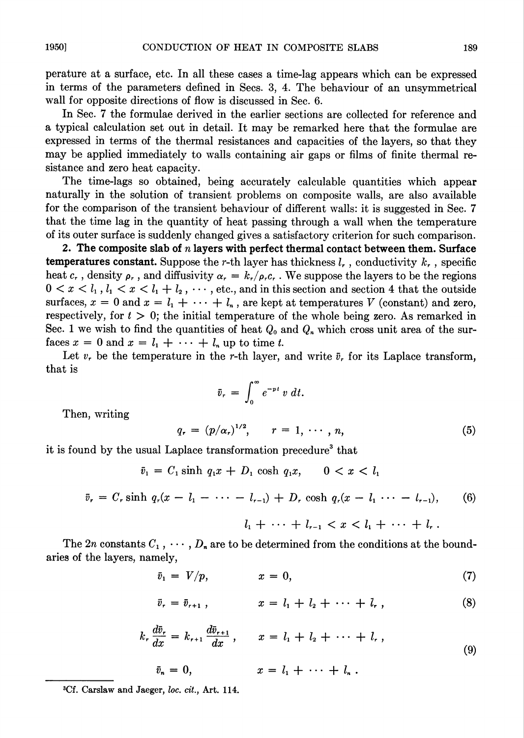perature at a surface, etc. In all these cases a time-lag appears which can be expressed in terms of the parameters defined in Secs. 3, 4. The behaviour of an unsymmetrical wall for opposite directions of flow is discussed in Sec. 6.

In Sec. 7 the formulae derived in the earlier sections are collected for reference and a typical calculation set out in detail. It may be remarked here that the formulae are expressed in terms of the thermal resistances and capacities of the layers, so that they may be applied immediately to walls containing air gaps or films of finite thermal resistance and zero heat capacity.

The time-lags so obtained, being accurately calculable quantities which appear naturally in the solution of transient problems on composite walls, are also available for the comparison of the transient behaviour of different walls: it is suggested in Sec. 7 that the time lag in the quantity of heat passing through a wall when the temperature of its outer surface is suddenly changed gives a satisfactory criterion for such comparison.

**2. The composite slab of $n$ layers with perfect thermal contact between them. Surface temperatures constant.** Suppose the $r$-th layer has thickness $l_r$, conductivity $k_r$, specific heat $c_r$, density $\rho_r$, and diffusivity $\alpha_r = k_r/\rho_r c_r$. We suppose the layers to be the regions $0 < x < l_1$, $l_1 < x < l_1 + l_2$, $\cdots$, etc., and in this section and section 4 that the outside surfaces, $x = 0$ and $x = l_1 + \cdots + l_n$, are kept at temperatures $V$ (constant) and zero, respectively, for $t > 0$; the initial temperature of the whole being zero. As remarked in Sec. 1 we wish to find the quantities of heat $Q_0$ and $Q_n$ which cross unit area of the surfaces $x = 0$ and $x = l_1 + \cdots + l_n$ up to time $t$.

Let $v_r$ be the temperature in the $r$-th layer, and write $\bar{v}_r$ for its Laplace transform, that is

$$\bar{v}_r = \int_0^\infty e^{-pt}\, v\, dt.$$

Then, writing

$$q_r = (p/\alpha_r)^{1/2}, \qquad r = 1, \cdots, n, \tag{5}$$

it is found by the usual Laplace transformation precedure[3] that

$$\bar{v}_1 = C_1 \sinh q_1 x + D_1 \cosh q_1 x, \qquad 0 < x < l_1$$

$$\bar{v}_r = C_r \sinh q_r(x - l_1 - \cdots - l_{r-1}) + D_r \cosh q_r(x - l_1 \cdots - l_{r-1}), \tag{6}$$

$$l_1 + \cdots + l_{r-1} < x < l_1 + \cdots + l_r .$$

The $2n$ constants $C_1, \cdots, D_n$ are to be determined from the conditions at the boundaries of the layers, namely,

$$\bar{v}_1 = V/p, \qquad x = 0, \tag{7}$$

$$\bar{v}_r = \bar{v}_{r+1}, \qquad x = l_1 + l_2 + \cdots + l_r, \tag{8}$$

$$k_r \frac{d\bar{v}_r}{dx} = k_{r+1} \frac{d\bar{v}_{r+1}}{dx}, \qquad x = l_1 + l_2 + \cdots + l_r, \tag{9}$$

$$\bar{v}_n = 0, \qquad x = l_1 + \cdots + l_n .$$

[3] Cf. Carslaw and Jaeger, *loc. cit.*, Art. 114.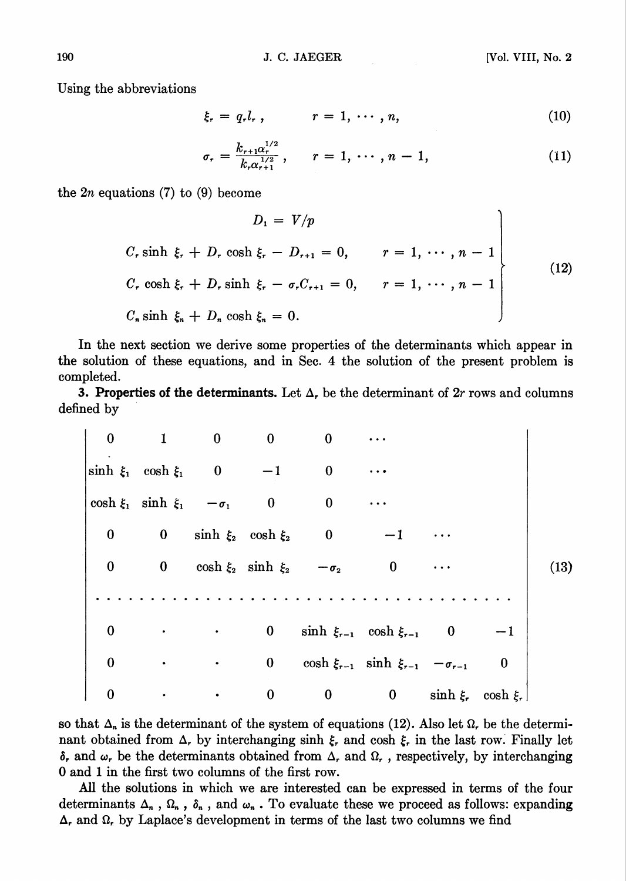Using the abbreviations

$$\xi_r = q_r l_r\,, \qquad r = 1, \cdots, n, \tag{10}$$

$$\sigma_r = \frac{k_{r+1}\alpha_r^{1/2}}{k_r\alpha_{r+1}^{1/2}}\,, \qquad r = 1, \cdots, n-1, \tag{11}$$

the $2n$ equations (7) to (9) become

$$\left.\begin{aligned}
&D_1 = V/p \\
&C_r \sinh \xi_r + D_r \cosh \xi_r - D_{r+1} = 0, \qquad r = 1, \cdots, n-1 \\
&C_r \cosh \xi_r + D_r \sinh \xi_r - \sigma_r C_{r+1} = 0, \qquad r = 1, \cdots, n-1 \\
&C_n \sinh \xi_n + D_n \cosh \xi_n = 0.
\end{aligned}\right\} \tag{12}$$

In the next section we derive some properties of the determinants which appear in the solution of these equations, and in Sec. 4 the solution of the present problem is completed.

**3. Properties of the determinants.** Let $\Delta_r$ be the determinant of $2r$ rows and columns defined by

$$\begin{vmatrix}
0 & 1 & 0 & 0 & 0 & \cdots & & \\
\sinh \xi_1 & \cosh \xi_1 & 0 & -1 & 0 & \cdots & & \\
\cosh \xi_1 & \sinh \xi_1 & -\sigma_1 & 0 & 0 & \cdots & & \\
0 & 0 & \sinh \xi_2 & \cosh \xi_2 & 0 & -1 & \cdots & \\
0 & 0 & \cosh \xi_2 & \sinh \xi_2 & -\sigma_2 & 0 & \cdots & \\
\cdots & \cdots & \cdots & \cdots & \cdots & \cdots & \cdots & \cdots \\
0 & \cdot & \cdot & 0 & \sinh \xi_{r-1} & \cosh \xi_{r-1} & 0 & -1 \\
0 & \cdot & \cdot & 0 & \cosh \xi_{r-1} & \sinh \xi_{r-1} & -\sigma_{r-1} & 0 \\
0 & \cdot & \cdot & 0 & 0 & 0 & \sinh \xi_r & \cosh \xi_r
\end{vmatrix} \tag{13}$$

so that $\Delta_n$ is the determinant of the system of equations (12). Also let $\Omega_r$ be the determinant obtained from $\Delta_r$ by interchanging $\sinh \xi_r$ and $\cosh \xi_r$ in the last row. Finally let $\delta_r$ and $\omega_r$ be the determinants obtained from $\Delta_r$ and $\Omega_r$, respectively, by interchanging 0 and 1 in the first two columns of the first row.

All the solutions in which we are interested can be expressed in terms of the four determinants $\Delta_n$, $\Omega_n$, $\delta_n$, and $\omega_n$. To evaluate these we proceed as follows: expanding $\Delta_r$ and $\Omega_r$ by Laplace's development in terms of the last two columns we find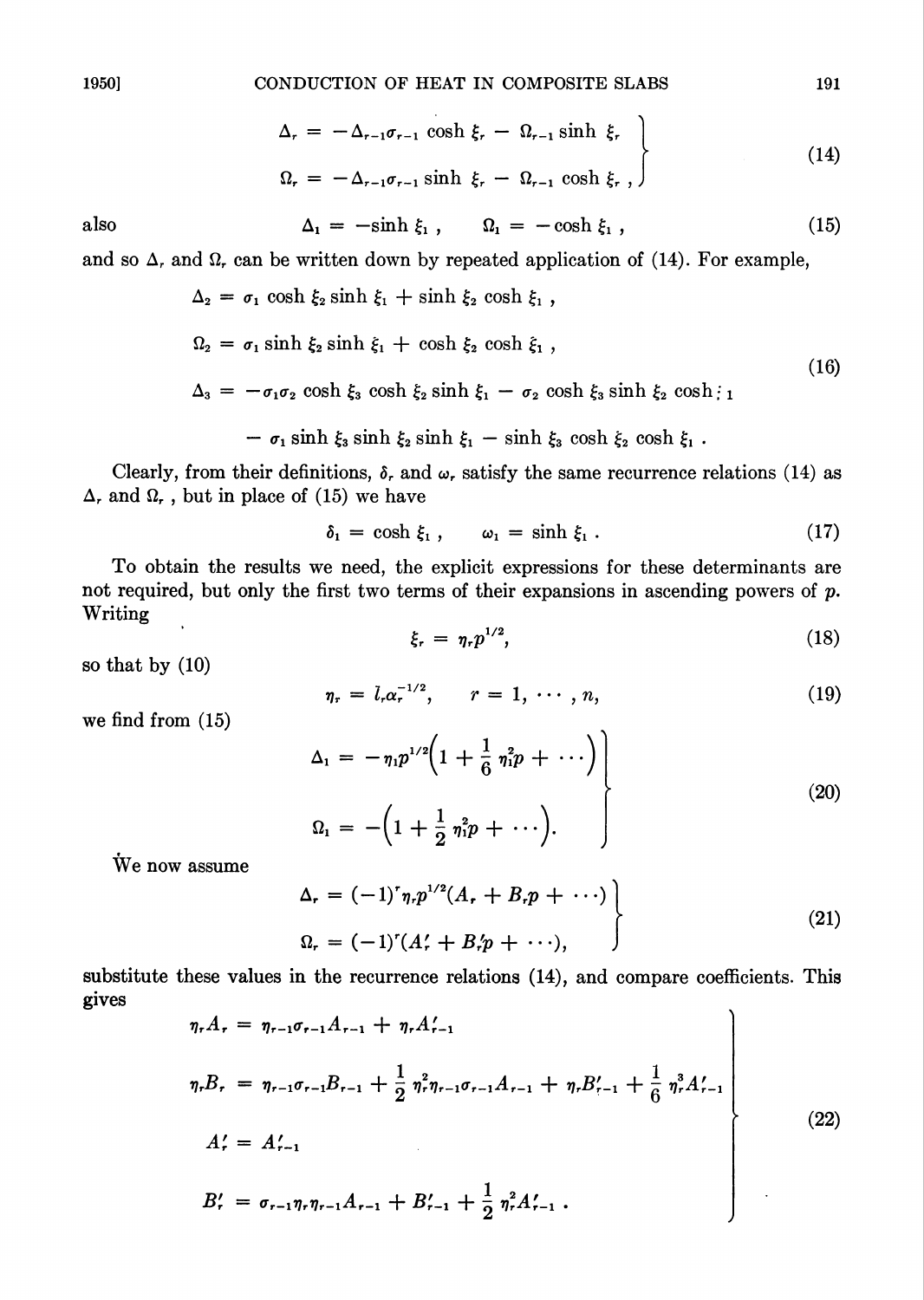$$
\left.\begin{aligned}
\Delta_r &= -\Delta_{r-1}\sigma_{r-1}\cosh\xi_r - \Omega_{r-1}\sinh\xi_r \\
\Omega_r &= -\Delta_{r-1}\sigma_{r-1}\sinh\xi_r - \Omega_{r-1}\cosh\xi_r\,,
\end{aligned}\right\} \tag{14}
$$

also

$$
\Delta_1 = -\sinh\xi_1\,, \qquad \Omega_1 = -\cosh\xi_1\,, \tag{15}
$$

and so $\Delta_r$ and $\Omega_r$ can be written down by repeated application of (14). For example,

$$
\begin{aligned}
\Delta_2 &= \sigma_1\cosh\xi_2\sinh\xi_1 + \sinh\xi_2\cosh\xi_1\,, \\
\Omega_2 &= \sigma_1\sinh\xi_2\sinh\xi_1 + \cosh\xi_2\cosh\xi_1\,, \\
\Delta_3 &= -\sigma_1\sigma_2\cosh\xi_3\cosh\xi_2\sinh\xi_1 - \sigma_2\cosh\xi_3\sinh\xi_2\cosh\xi_1 \\
&\quad - \sigma_1\sinh\xi_3\sinh\xi_2\sinh\xi_1 - \sinh\xi_3\cosh\xi_2\cosh\xi_1\,.
\end{aligned} \tag{16}
$$

Clearly, from their definitions, $\delta_r$ and $\omega_r$ satisfy the same recurrence relations (14) as $\Delta_r$ and $\Omega_r$, but in place of (15) we have

$$
\delta_1 = \cosh\xi_1\,, \qquad \omega_1 = \sinh\xi_1\,. \tag{17}
$$

To obtain the results we need, the explicit expressions for these determinants are not required, but only the first two terms of their expansions in ascending powers of $p$. Writing

$$
\xi_r = \eta_r p^{1/2}, \tag{18}
$$

so that by (10)

$$
\eta_r = l_r\alpha_r^{-1/2}, \qquad r = 1, \cdots, n, \tag{19}
$$

we find from (15)

$$
\left.\begin{aligned}
\Delta_1 &= -\eta_1 p^{1/2}\left(1 + \frac{1}{6}\eta_1^2 p + \cdots\right) \\
\Omega_1 &= -\left(1 + \frac{1}{2}\eta_1^2 p + \cdots\right).
\end{aligned}\right\} \tag{20}
$$

We now assume

$$
\left.\begin{aligned}
\Delta_r &= (-1)^r\eta_r p^{1/2}(A_r + B_r p + \cdots) \\
\Omega_r &= (-1)^r(A_r' + B_r' p + \cdots),
\end{aligned}\right\} \tag{21}
$$

substitute these values in the recurrence relations (14), and compare coefficients. This gives

$$
\left.\begin{aligned}
\eta_r A_r &= \eta_{r-1}\sigma_{r-1}A_{r-1} + \eta_r A_{r-1}' \\
\eta_r B_r &= \eta_{r-1}\sigma_{r-1}B_{r-1} + \frac{1}{2}\eta_r^2\eta_{r-1}\sigma_{r-1}A_{r-1} + \eta_r B_{r-1}' + \frac{1}{6}\eta_r^3 A_{r-1}' \\
A_r' &= A_{r-1}' \\
B_r' &= \sigma_{r-1}\eta_r\eta_{r-1}A_{r-1} + B_{r-1}' + \frac{1}{2}\eta_r^2 A_{r-1}'\,.
\end{aligned}\right\} \tag{22}
$$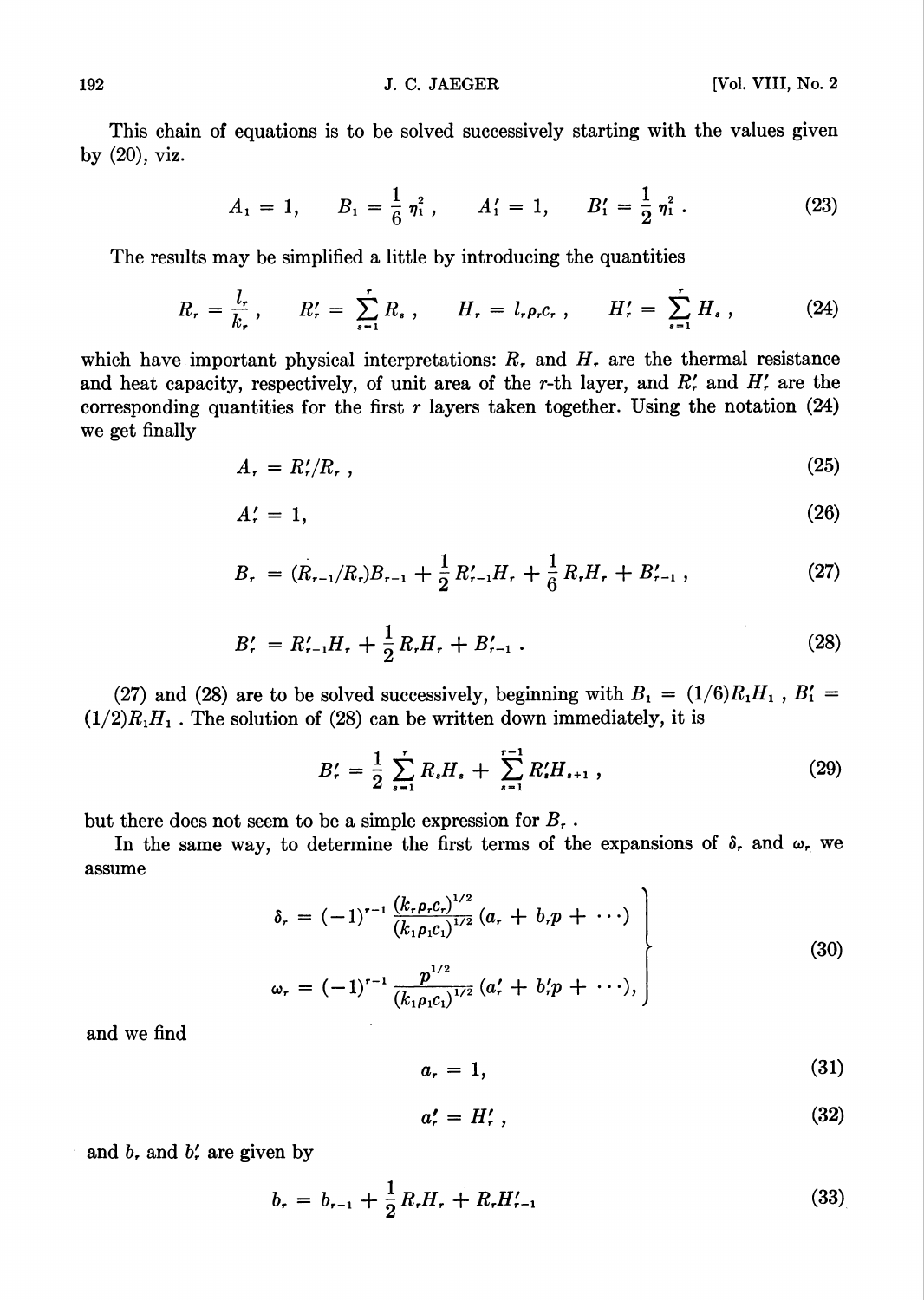This chain of equations is to be solved successively starting with the values given by (20), viz.

$$A_1 = 1, \qquad B_1 = \frac{1}{6}\eta_1^2, \qquad A_1' = 1, \qquad B_1' = \frac{1}{2}\eta_1^2. \tag{23}$$

The results may be simplified a little by introducing the quantities

$$R_r = \frac{l_r}{k_r}, \qquad R_r' = \sum_{s=1}^{r} R_s, \qquad H_r = l_r\rho_r c_r, \qquad H_r' = \sum_{s=1}^{r} H_s, \tag{24}$$

which have important physical interpretations: $R_r$ and $H_r$ are the thermal resistance and heat capacity, respectively, of unit area of the $r$-th layer, and $R_r'$ and $H_r'$ are the corresponding quantities for the first $r$ layers taken together. Using the notation (24) we get finally

$$A_r = R_r'/R_r, \tag{25}$$

$$A_r' = 1, \tag{26}$$

$$B_r = (R_{r-1}/R_r)B_{r-1} + \frac{1}{2}R_{r-1}'H_r + \frac{1}{6}R_rH_r + B_{r-1}', \tag{27}$$

$$B_r' = R_{r-1}'H_r + \frac{1}{2}R_rH_r + B_{r-1}'. \tag{28}$$

(27) and (28) are to be solved successively, beginning with $B_1 = (1/6)R_1H_1$, $B_1' = (1/2)R_1H_1$. The solution of (28) can be written down immediately, it is

$$B_r' = \frac{1}{2}\sum_{s=1}^{r} R_sH_s + \sum_{s=1}^{r-1} R_s'H_{s+1}, \tag{29}$$

but there does not seem to be a simple expression for $B_r$.

In the same way, to determine the first terms of the expansions of $\delta_r$ and $\omega_r$ we assume

$$\left.\begin{aligned} \delta_r &= (-1)^{r-1}\frac{(k_r\rho_rc_r)^{1/2}}{(k_1\rho_1c_1)^{1/2}}(a_r + b_rp + \cdots) \\ \omega_r &= (-1)^{r-1}\frac{p^{1/2}}{(k_1\rho_1c_1)^{1/2}}(a_r' + b_r'p + \cdots), \end{aligned}\right\} \tag{30}$$

and we find

$$a_r = 1, \tag{31}$$

$$a_r' = H_r', \tag{32}$$

and $b_r$ and $b_r'$ are given by

$$b_r = b_{r-1} + \frac{1}{2}R_rH_r + R_rH_{r-1}' \tag{33}$$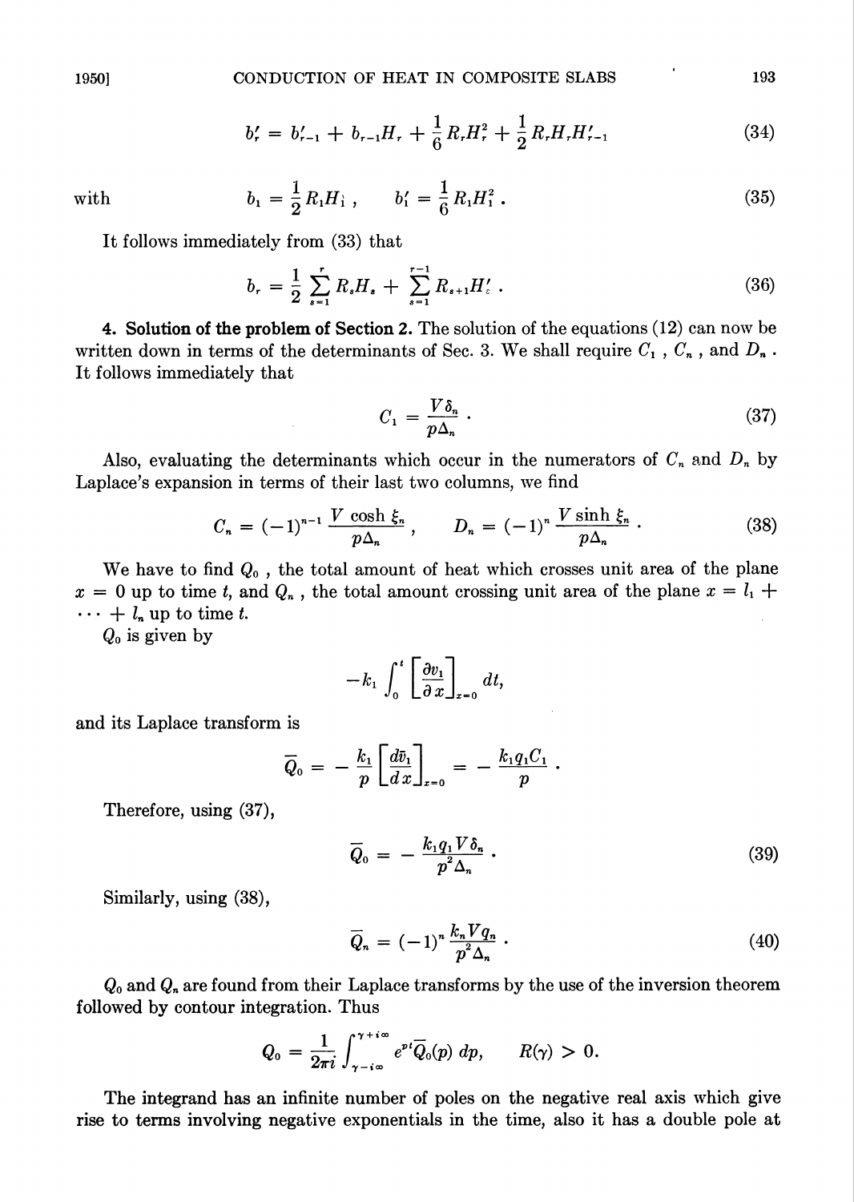$$b'_r = b'_{r-1} + b_{r-1}H_r + \frac{1}{6}R_rH_r^2 + \frac{1}{2}R_rH_rH'_{r-1} \tag{34}$$

with

$$b_1 = \frac{1}{2}R_1H_1, \qquad b'_1 = \frac{1}{6}R_1H_1^2. \tag{35}$$

It follows immediately from (33) that

$$b_r = \frac{1}{2}\sum_{s=1}^{r} R_sH_s + \sum_{s=1}^{r-1} R_{s+1}H'_s. \tag{36}$$

**4. Solution of the problem of Section 2.** The solution of the equations (12) can now be written down in terms of the determinants of Sec. 3. We shall require $C_1$, $C_n$, and $D_n$. It follows immediately that

$$C_1 = \frac{V\delta_n}{p\Delta_n}. \tag{37}$$

Also, evaluating the determinants which occur in the numerators of $C_n$ and $D_n$ by Laplace's expansion in terms of their last two columns, we find

$$C_n = (-1)^{n-1}\frac{V\cosh\xi_n}{p\Delta_n}, \qquad D_n = (-1)^n\frac{V\sinh\xi_n}{p\Delta_n}. \tag{38}$$

We have to find $Q_0$, the total amount of heat which crosses unit area of the plane $x = 0$ up to time $t$, and $Q_n$, the total amount crossing unit area of the plane $x = l_1 + \cdots + l_n$ up to time $t$.

$Q_0$ is given by

$$-k_1\int_0^t \left[\frac{\partial v_1}{\partial x}\right]_{x=0} dt,$$

and its Laplace transform is

$$\bar{Q}_0 = -\frac{k_1}{p}\left[\frac{d\bar{v}_1}{dx}\right]_{x=0} = -\frac{k_1q_1C_1}{p}.$$

Therefore, using (37),

$$\bar{Q}_0 = -\frac{k_1q_1V\delta_n}{p^2\Delta_n}. \tag{39}$$

Similarly, using (38),

$$\bar{Q}_n = (-1)^n\frac{k_nVq_n}{p^2\Delta_n}. \tag{40}$$

$Q_0$ and $Q_n$ are found from their Laplace transforms by the use of the inversion theorem followed by contour integration. Thus

$$Q_0 = \frac{1}{2\pi i}\int_{\gamma-i\infty}^{\gamma+i\infty} e^{pt}\bar{Q}_0(p)\,dp, \qquad R(\gamma) > 0.$$

The integrand has an infinite number of poles on the negative real axis which give rise to terms involving negative exponentials in the time, also it has a double pole at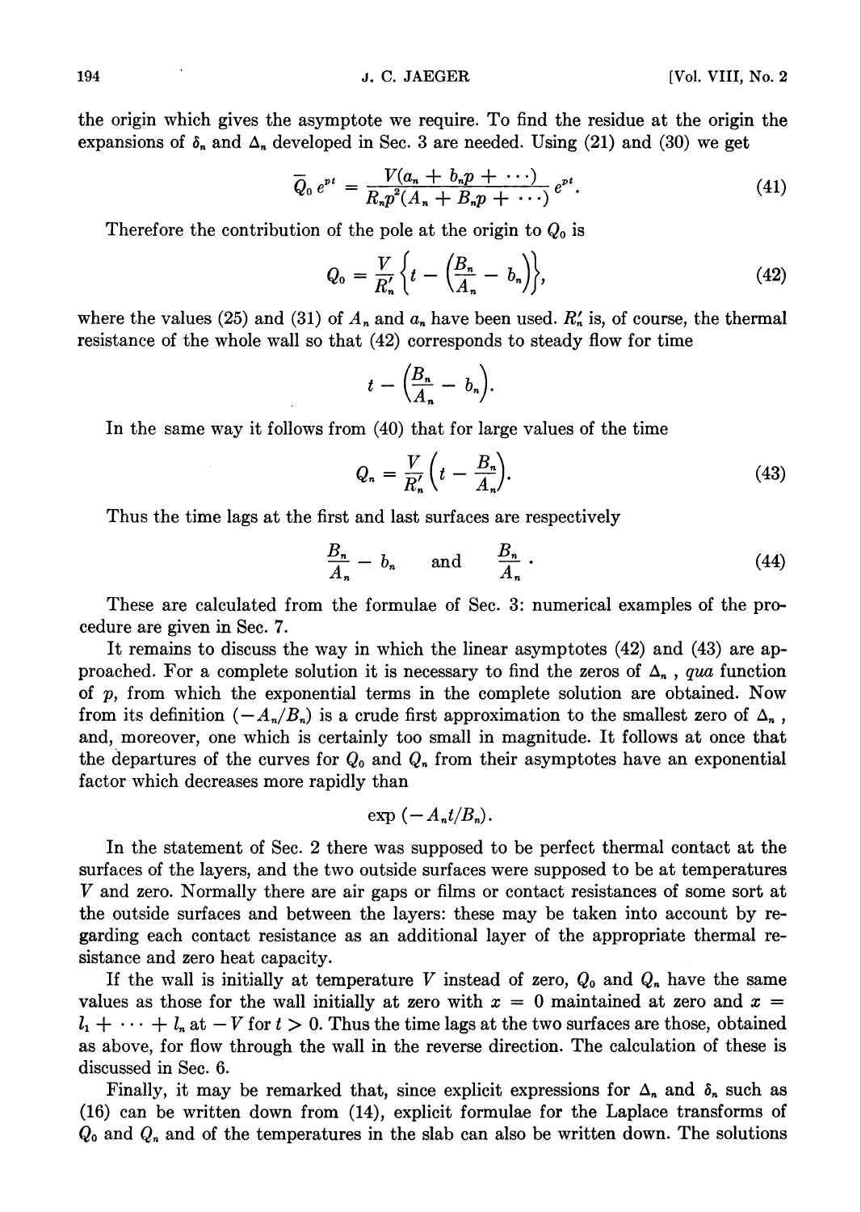the origin which gives the asymptote we require. To find the residue at the origin the expansions of $\delta_n$ and $\Delta_n$ developed in Sec. 3 are needed. Using (21) and (30) we get

$$\bar{Q}_0 \, e^{pt} = \frac{V(a_n + b_n p + \cdots)}{R_n p^2 (A_n + B_n p + \cdots)} \, e^{pt}. \tag{41}$$

Therefore the contribution of the pole at the origin to $Q_0$ is

$$Q_0 = \frac{V}{R_n'} \left\{ t - \left( \frac{B_n}{A_n} - b_n \right) \right\}, \tag{42}$$

where the values (25) and (31) of $A_n$ and $a_n$ have been used. $R_n'$ is, of course, the thermal resistance of the whole wall so that (42) corresponds to steady flow for time

$$t - \left( \frac{B_n}{A_n} - b_n \right).$$

In the same way it follows from (40) that for large values of the time

$$Q_n = \frac{V}{R_n'} \left( t - \frac{B_n}{A_n} \right). \tag{43}$$

Thus the time lags at the first and last surfaces are respectively

$$\frac{B_n}{A_n} - b_n \qquad \text{and} \qquad \frac{B_n}{A_n} \, . \tag{44}$$

These are calculated from the formulae of Sec. 3: numerical examples of the procedure are given in Sec. 7.

It remains to discuss the way in which the linear asymptotes (42) and (43) are approached. For a complete solution it is necessary to find the zeros of $\Delta_n$, *qua* function of $p$, from which the exponential terms in the complete solution are obtained. Now from its definition $(-A_n/B_n)$ is a crude first approximation to the smallest zero of $\Delta_n$, and, moreover, one which is certainly too small in magnitude. It follows at once that the departures of the curves for $Q_0$ and $Q_n$ from their asymptotes have an exponential factor which decreases more rapidly than

$$\exp(-A_n t / B_n).$$

In the statement of Sec. 2 there was supposed to be perfect thermal contact at the surfaces of the layers, and the two outside surfaces were supposed to be at temperatures $V$ and zero. Normally there are air gaps or films or contact resistances of some sort at the outside surfaces and between the layers: these may be taken into account by regarding each contact resistance as an additional layer of the appropriate thermal resistance and zero heat capacity.

If the wall is initially at temperature $V$ instead of zero, $Q_0$ and $Q_n$ have the same values as those for the wall initially at zero with $x = 0$ maintained at zero and $x = l_1 + \cdots + l_n$ at $-V$ for $t > 0$. Thus the time lags at the two surfaces are those, obtained as above, for flow through the wall in the reverse direction. The calculation of these is discussed in Sec. 6.

Finally, it may be remarked that, since explicit expressions for $\Delta_n$ and $\delta_n$ such as (16) can be written down from (14), explicit formulae for the Laplace transforms of $Q_0$ and $Q_n$ and of the temperatures in the slab can also be written down. The solutions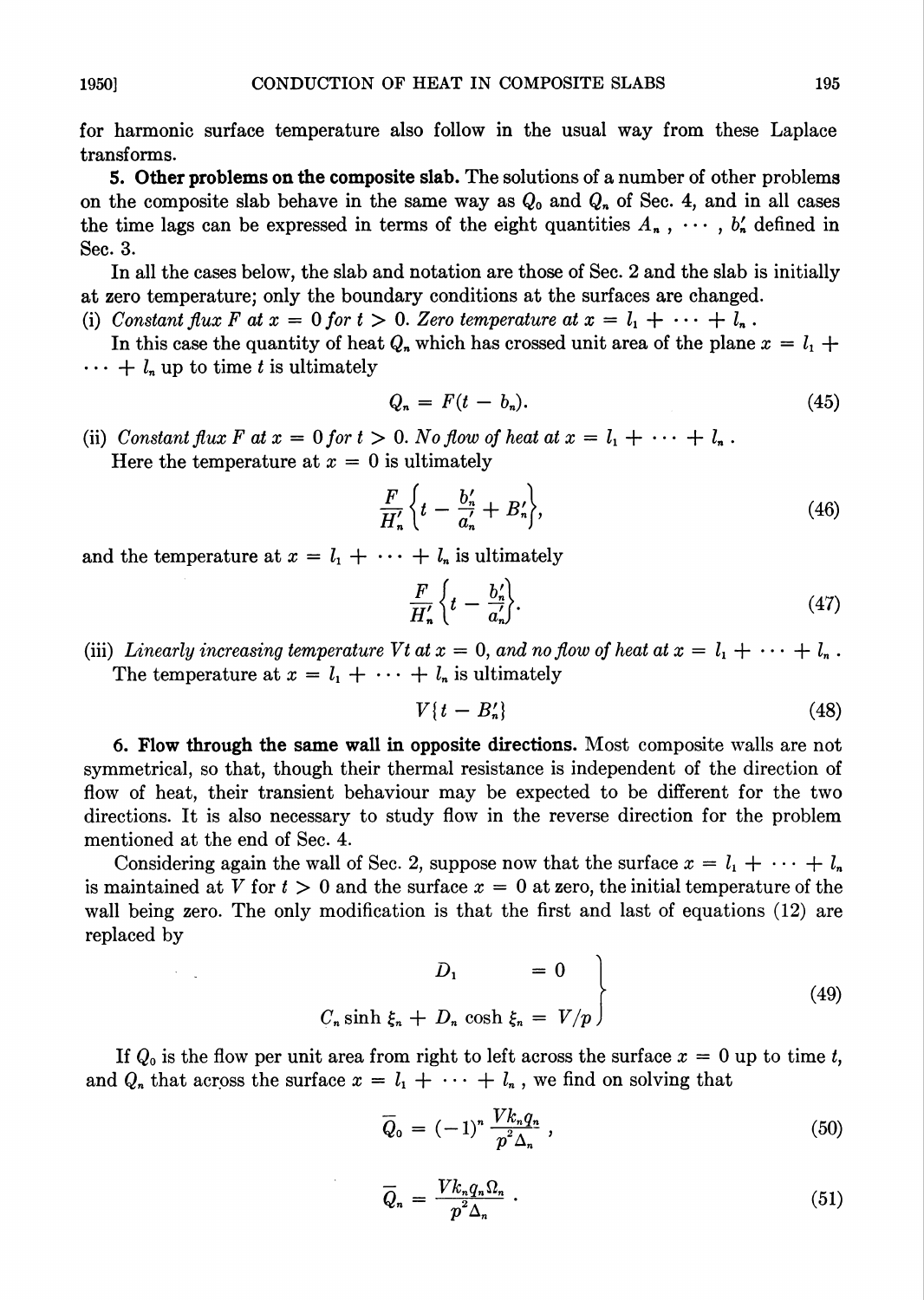for harmonic surface temperature also follow in the usual way from these Laplace transforms.

**5. Other problems on the composite slab.** The solutions of a number of other problems on the composite slab behave in the same way as $Q_0$ and $Q_n$ of Sec. 4, and in all cases the time lags can be expressed in terms of the eight quantities $A_n, \cdots, b_n'$ defined in Sec. 3.

In all the cases below, the slab and notation are those of Sec. 2 and the slab is initially at zero temperature; only the boundary conditions at the surfaces are changed.

(i) *Constant flux $F$ at $x = 0$ for $t > 0$. Zero temperature at $x = l_1 + \cdots + l_n$.*

In this case the quantity of heat $Q_n$ which has crossed unit area of the plane $x = l_1 + \cdots + l_n$ up to time $t$ is ultimately

$$Q_n = F(t - b_n). \tag{45}$$

(ii) *Constant flux $F$ at $x = 0$ for $t > 0$. No flow of heat at $x = l_1 + \cdots + l_n$.*

Here the temperature at $x = 0$ is ultimately

$$\frac{F}{H_n'}\left\{t - \frac{b_n'}{a_n'} + B_n'\right\}, \tag{46}$$

and the temperature at $x = l_1 + \cdots + l_n$ is ultimately

$$\frac{F}{H_n'}\left\{t - \frac{b_n'}{a_n'}\right\}. \tag{47}$$

(iii) *Linearly increasing temperature $Vt$ at $x = 0$, and no flow of heat at $x = l_1 + \cdots + l_n$.*

The temperature at $x = l_1 + \cdots + l_n$ is ultimately

$$V\{t - B_n'\} \tag{48}$$

**6. Flow through the same wall in opposite directions.** Most composite walls are not symmetrical, so that, though their thermal resistance is independent of the direction of flow of heat, their transient behaviour may be expected to be different for the two directions. It is also necessary to study flow in the reverse direction for the problem mentioned at the end of Sec. 4.

Considering again the wall of Sec. 2, suppose now that the surface $x = l_1 + \cdots + l_n$ is maintained at $V$ for $t > 0$ and the surface $x = 0$ at zero, the initial temperature of the wall being zero. The only modification is that the first and last of equations (12) are replaced by

$$\left.\begin{aligned} D_1 &= 0 \\ C_n \sinh \xi_n + D_n \cosh \xi_n &= V/p \end{aligned}\right\} \tag{49}$$

If $Q_0$ is the flow per unit area from right to left across the surface $x = 0$ up to time $t$, and $Q_n$ that across the surface $x = l_1 + \cdots + l_n$, we find on solving that

$$\bar{Q}_0 = (-1)^n \frac{Vk_n q_n}{p^2 \Delta_n}, \tag{50}$$

$$\bar{Q}_n = \frac{Vk_n q_n \Omega_n}{p^2 \Delta_n}. \tag{51}$$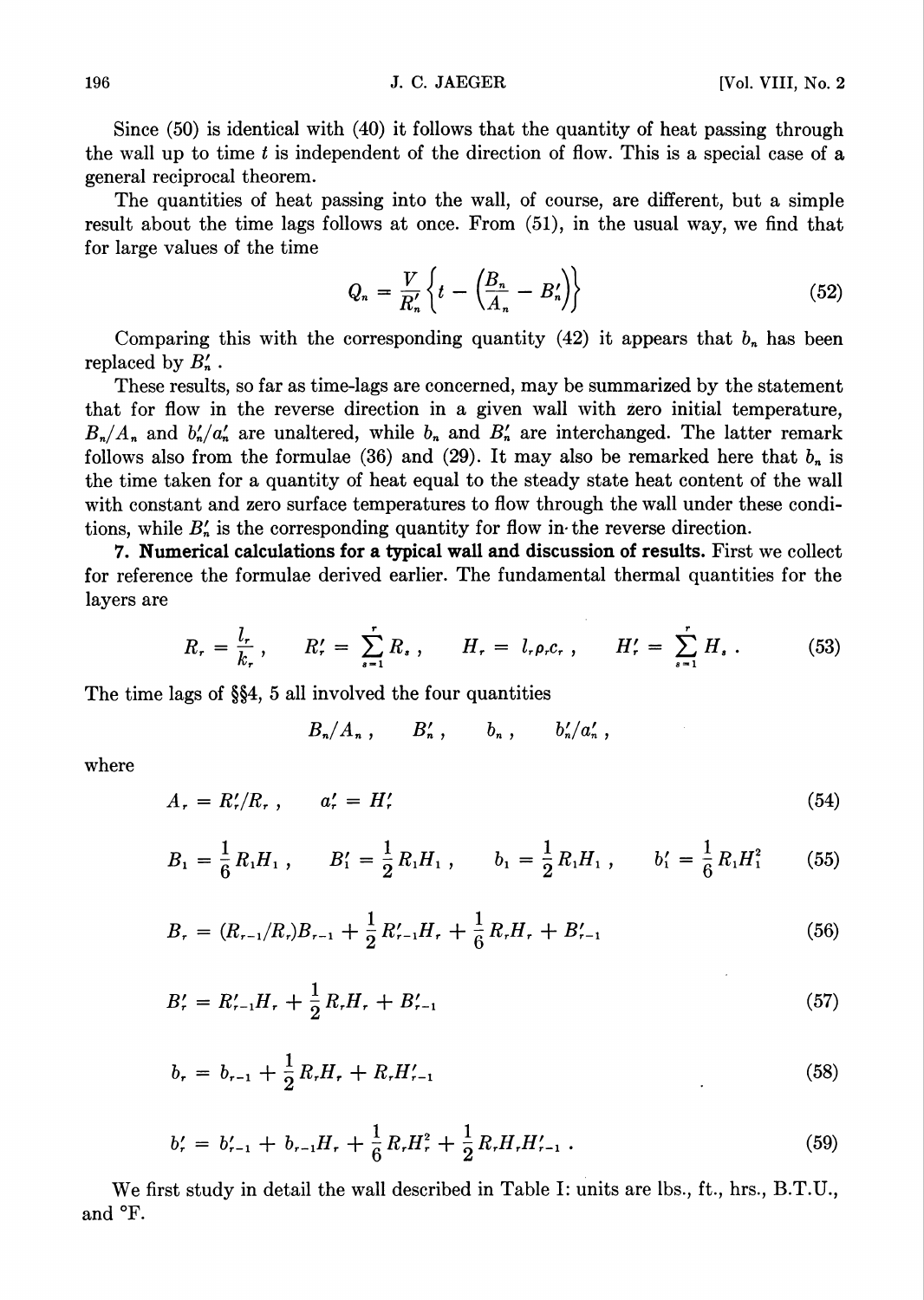Since (50) is identical with (40) it follows that the quantity of heat passing through the wall up to time $t$ is independent of the direction of flow. This is a special case of a general reciprocal theorem.

The quantities of heat passing into the wall, of course, are different, but a simple result about the time lags follows at once. From (51), in the usual way, we find that for large values of the time

$$Q_n = \frac{V}{R'_n}\left\{t - \left(\frac{B_n}{A_n} - B'_n\right)\right\} \tag{52}$$

Comparing this with the corresponding quantity (42) it appears that $b_n$ has been replaced by $B'_n$.

These results, so far as time-lags are concerned, may be summarized by the statement that for flow in the reverse direction in a given wall with zero initial temperature, $B_n/A_n$ and $b'_n/a'_n$ are unaltered, while $b_n$ and $B'_n$ are interchanged. The latter remark follows also from the formulae (36) and (29). It may also be remarked here that $b_n$ is the time taken for a quantity of heat equal to the steady state heat content of the wall with constant and zero surface temperatures to flow through the wall under these conditions, while $B'_n$ is the corresponding quantity for flow in the reverse direction.

**7. Numerical calculations for a typical wall and discussion of results.** First we collect for reference the formulae derived earlier. The fundamental thermal quantities for the layers are

$$R_r = \frac{l_r}{k_r}, \qquad R'_r = \sum_{s=1}^{r} R_s, \qquad H_r = l_r\rho_r c_r, \qquad H'_r = \sum_{s=1}^{r} H_s. \tag{53}$$

The time lags of §§4, 5 all involved the four quantities

$$B_n/A_n, \qquad B'_n, \qquad b_n, \qquad b'_n/a'_n,$$

where

$$A_r = R'_r/R_r, \qquad a'_r = H'_r \tag{54}$$

$$B_1 = \frac{1}{6}R_1H_1, \qquad B'_1 = \frac{1}{2}R_1H_1, \qquad b_1 = \frac{1}{2}R_1H_1, \qquad b'_1 = \frac{1}{6}R_1H_1^2 \tag{55}$$

$$B_r = (R_{r-1}/R_r)B_{r-1} + \frac{1}{2}R'_{r-1}H_r + \frac{1}{6}R_rH_r + B'_{r-1} \tag{56}$$

$$B'_r = R'_{r-1}H_r + \frac{1}{2}R_rH_r + B'_{r-1} \tag{57}$$

$$b_r = b_{r-1} + \frac{1}{2}R_rH_r + R_rH'_{r-1} \tag{58}$$

$$b'_r = b'_{r-1} + b_{r-1}H_r + \frac{1}{6}R_rH_r^2 + \frac{1}{2}R_rH_rH'_{r-1}. \tag{59}$$

We first study in detail the wall described in Table I: units are lbs., ft., hrs., B.T.U., and °F.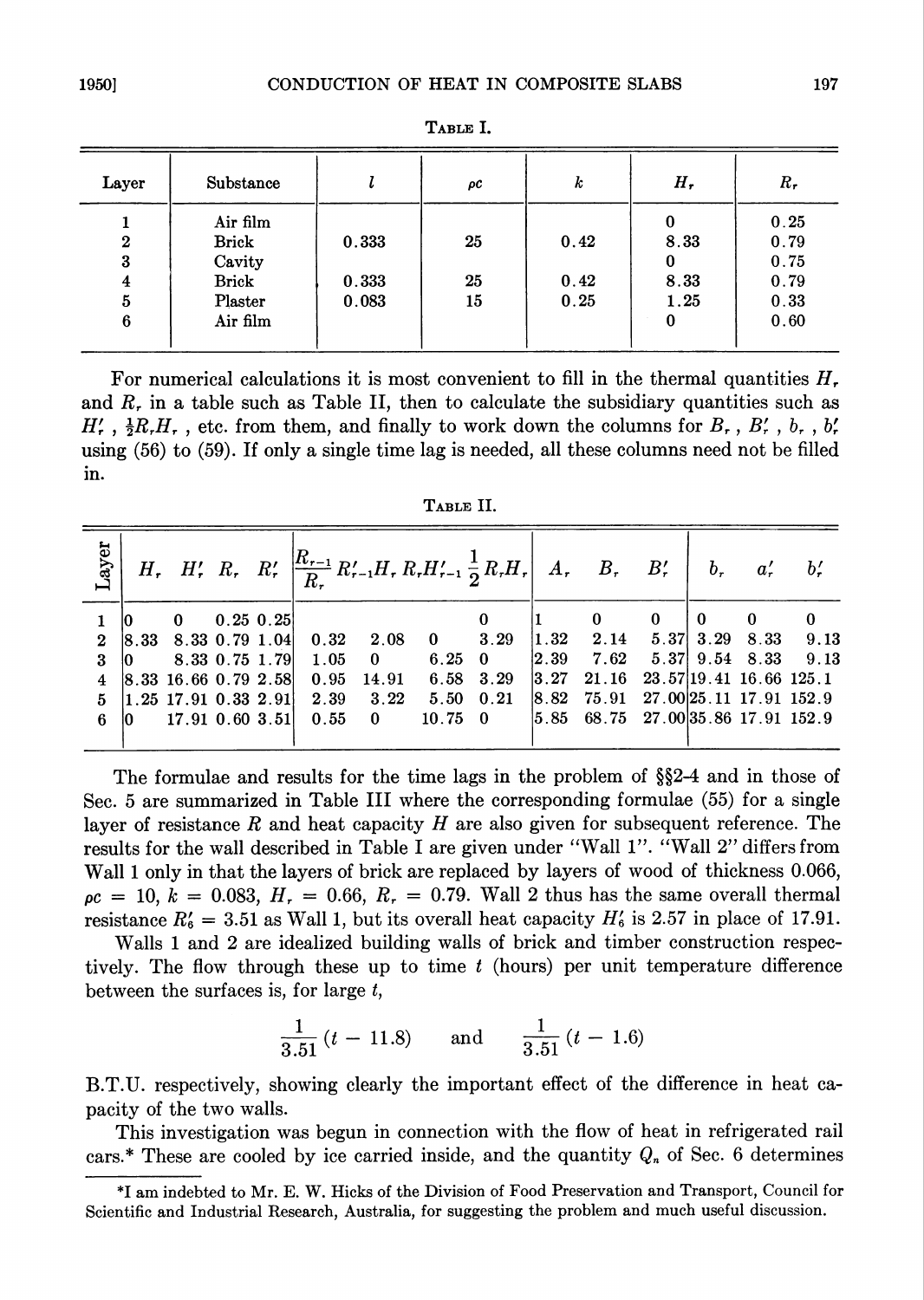TABLE I.

| Layer | Substance | $l$ | $\rho c$ | $k$ | $H_r$ | $R_r$ |
|---|---|---|---|---|---|---|
| 1 | Air film | | | | 0 | 0.25 |
| 2 | Brick | 0.333 | 25 | 0.42 | 8.33 | 0.79 |
| 3 | Cavity | | | | 0 | 0.75 |
| 4 | Brick | 0.333 | 25 | 0.42 | 8.33 | 0.79 |
| 5 | Plaster | 0.083 | 15 | 0.25 | 1.25 | 0.33 |
| 6 | Air film | | | | 0 | 0.60 |

For numerical calculations it is most convenient to fill in the thermal quantities $H_r$ and $R_r$ in a table such as Table II, then to calculate the subsidiary quantities such as $H'_r$, $\frac{1}{2}R_rH_r$, etc. from them, and finally to work down the columns for $B_r$, $B'_r$, $b_r$, $b'_r$ using (56) to (59). If only a single time lag is needed, all these columns need not be filled in.

TABLE II.

| Layer | $H_r$ | $H'_r$ | $R_r$ | $R'_r$ | $\dfrac{R_{r-1}}{R_r}$ | $R'_{r-1}H_r$ | $R_rH'_{r-1}$ | $\dfrac{1}{2}R_rH_r$ | $A_r$ | $B_r$ | $B'_r$ | $b_r$ | $a'_r$ | $b'_r$ |
|---|---|---|---|---|---|---|---|---|---|---|---|---|---|---|
| 1 | 0 | 0 | 0.25 | 0.25 | | | | 0 | 1 | 0 | 0 | 0 | 0 | 0 |
| 2 | 8.33 | 8.33 | 0.79 | 1.04 | 0.32 | 2.08 | 0 | 3.29 | 1.32 | 2.14 | 5.37 | 3.29 | 8.33 | 9.13 |
| 3 | 0 | 8.33 | 0.75 | 1.79 | 1.05 | 0 | 6.25 | 0 | 2.39 | 7.62 | 5.37 | 9.54 | 8.33 | 9.13 |
| 4 | 8.33 | 16.66 | 0.79 | 2.58 | 0.95 | 14.91 | 6.58 | 3.29 | 3.27 | 21.16 | 23.57 | 19.41 | 16.66 | 125.1 |
| 5 | 1.25 | 17.91 | 0.33 | 2.91 | 2.39 | 3.22 | 5.50 | 0.21 | 8.82 | 75.91 | 27.00 | 25.11 | 17.91 | 152.9 |
| 6 | 0 | 17.91 | 0.60 | 3.51 | 0.55 | 0 | 10.75 | 0 | 5.85 | 68.75 | 27.00 | 35.86 | 17.91 | 152.9 |

The formulae and results for the time lags in the problem of §§2-4 and in those of Sec. 5 are summarized in Table III where the corresponding formulae (55) for a single layer of resistance $R$ and heat capacity $H$ are also given for subsequent reference. The results for the wall described in Table I are given under "Wall 1". "Wall 2" differs from Wall 1 only in that the layers of brick are replaced by layers of wood of thickness 0.066, $\rho c = 10$, $k = 0.083$, $H_r = 0.66$, $R_r = 0.79$. Wall 2 thus has the same overall thermal resistance $R'_6 = 3.51$ as Wall 1, but its overall heat capacity $H'_6$ is 2.57 in place of 17.91.

Walls 1 and 2 are idealized building walls of brick and timber construction respectively. The flow through these up to time $t$ (hours) per unit temperature difference between the surfaces is, for large $t$,

$$\frac{1}{3.51}(t - 11.8) \quad \text{and} \quad \frac{1}{3.51}(t - 1.6)$$

B.T.U. respectively, showing clearly the important effect of the difference in heat capacity of the two walls.

This investigation was begun in connection with the flow of heat in refrigerated rail cars.* These are cooled by ice carried inside, and the quantity $Q_n$ of Sec. 6 determines

*I am indebted to Mr. E. W. Hicks of the Division of Food Preservation and Transport, Council for Scientific and Industrial Research, Australia, for suggesting the problem and much useful discussion.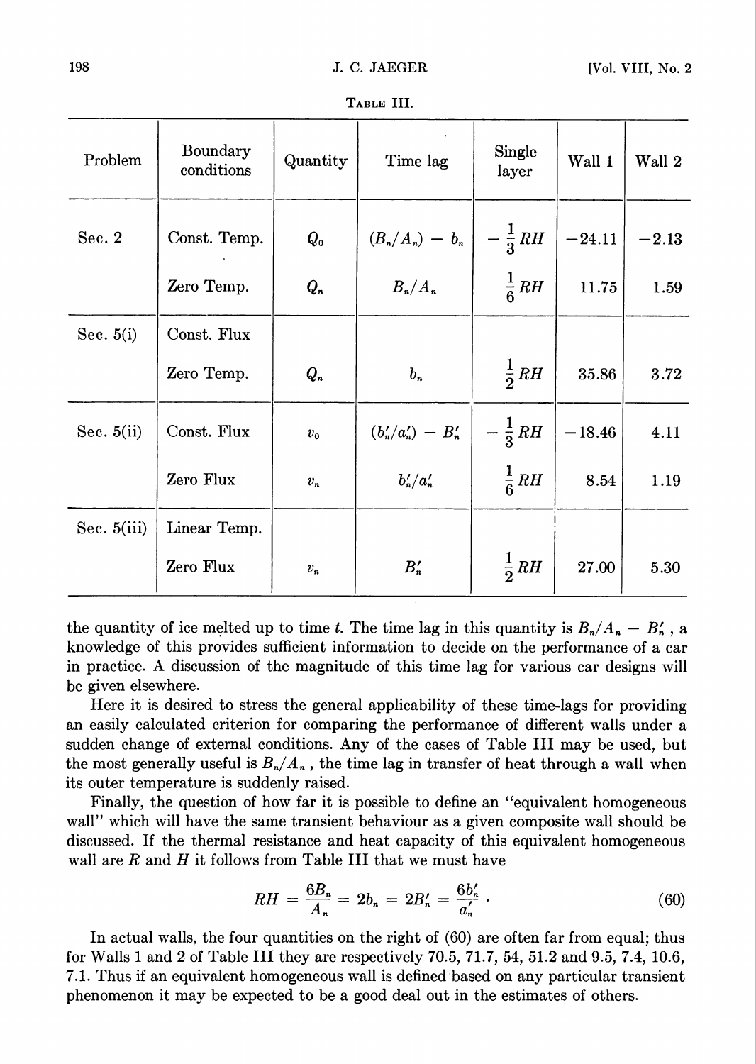TABLE III.

| Problem | Boundary conditions | Quantity | Time lag | Single layer | Wall 1 | Wall 2 |
|---|---|---|---|---|---|---|
| Sec. 2 | Const. Temp. | $Q_0$ | $(B_n/A_n) - b_n$ | $-\frac{1}{3}RH$ | $-24.11$ | $-2.13$ |
| | Zero Temp. | $Q_n$ | $B_n/A_n$ | $\frac{1}{6}RH$ | 11.75 | 1.59 |
| Sec. 5(i) | Const. Flux | | | | | |
| | Zero Temp. | $Q_n$ | $b_n$ | $\frac{1}{2}RH$ | 35.86 | 3.72 |
| Sec. 5(ii) | Const. Flux | $v_0$ | $(b_n'/a_n') - B_n'$ | $-\frac{1}{3}RH$ | $-18.46$ | 4.11 |
| | Zero Flux | $v_n$ | $b_n'/a_n'$ | $\frac{1}{6}RH$ | 8.54 | 1.19 |
| Sec. 5(iii) | Linear Temp. | | | | | |
| | Zero Flux | $v_n$ | $B_n'$ | $\frac{1}{2}RH$ | 27.00 | 5.30 |

the quantity of ice melted up to time $t$. The time lag in this quantity is $B_n/A_n - B_n'$, a knowledge of this provides sufficient information to decide on the performance of a car in practice. A discussion of the magnitude of this time lag for various car designs will be given elsewhere.

Here it is desired to stress the general applicability of these time-lags for providing an easily calculated criterion for comparing the performance of different walls under a sudden change of external conditions. Any of the cases of Table III may be used, but the most generally useful is $B_n/A_n$, the time lag in transfer of heat through a wall when its outer temperature is suddenly raised.

Finally, the question of how far it is possible to define an "equivalent homogeneous wall" which will have the same transient behaviour as a given composite wall should be discussed. If the thermal resistance and heat capacity of this equivalent homogeneous wall are $R$ and $H$ it follows from Table III that we must have

$$RH = \frac{6B_n}{A_n} = 2b_n = 2B_n' = \frac{6b_n'}{a_n'} . \tag{60}$$

In actual walls, the four quantities on the right of (60) are often far from equal; thus for Walls 1 and 2 of Table III they are respectively 70.5, 71.7, 54, 51.2 and 9.5, 7.4, 10.6, 7.1. Thus if an equivalent homogeneous wall is defined based on any particular transient phenomenon it may be expected to be a good deal out in the estimates of others.